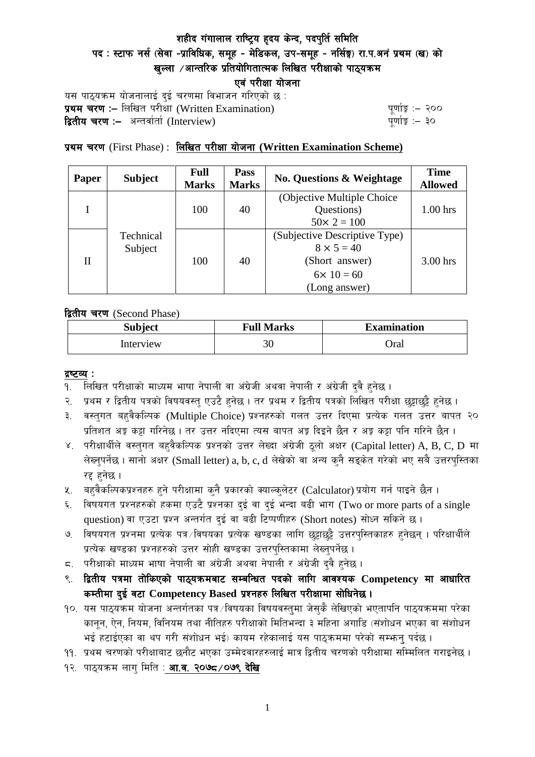# शहीद गंगालाल राष्ट्रिय हृदय केन्द, पदपुर्ति समिति

## पद : स्टाफ नर्स (सेवा -प्राविधिक, समूह - मेडिकल, उप-समूह - नर्सिङ्ग) रा.प.अनं प्रथम (ख) को खुल्ला /आन्तरिक प्रतियोगितात्मक लिखित परीक्षाको पाठ्यक्रम

## एवं परीक्षा योजना

यस पाठ्यक्रम योजनालाई दुई चरणमा विभाजन गरिएको छ :

**प्रथम चरण :–** लिखित परीक्षा (Written Examination) पूर्णाङ्क :– २००

**द्वितीय चरण :–** अन्तर्वार्ता (Interview) पूर्णाङ्क :– ३०

**प्रथम चरण** (First Phase) : **लिखित परीक्षा योजना (Written Examination Scheme)**

| Paper | Subject | Full Marks | Pass Marks | No. Questions & Weightage | Time Allowed |
|---|---|---|---|---|---|
| I | Technical Subject | 100 | 40 | (Objective Multiple Choice Questions) $50\times 2 = 100$ | 1.00 hrs |
| II | | 100 | 40 | (Subjective Descriptive Type) $8 \times 5 = 40$ (Short answer) $6\times 10 = 60$ (Long answer) | 3.00 hrs |

**द्वितीय चरण** (Second Phase)

| Subject | Full Marks | Examination |
|---|---|---|
| Interview | 30 | Oral |

**द्रष्टव्य :**

१. लिखित परीक्षाको माध्यम भाषा नेपाली वा अंग्रेजी अथवा नेपाली र अंग्रेजी दुवै हुनेछ ।

२. प्रथम र द्वितीय पत्रको विषयवस्तु एउटै हुनेछ । तर प्रथम र द्वितीय पत्रको लिखित परीक्षा छुट्टाछुट्टै हुनेछ ।

३. वस्तुगत बहुवैकल्पिक (Multiple Choice) प्रश्नहरुको गलत उत्तर दिएमा प्रत्येक गलत उत्तर बापत २० प्रतिशत अङ्क कट्टा गरिनेछ । तर उत्तर नदिएमा त्यस बापत अङ्क दिइने छैन र अङ्क कट्टा पनि गरिने छैन ।

४. परीक्षार्थीले वस्तुगत बहुवैकल्पिक प्रश्नको उत्तर लेख्दा अंग्रेजी ठूलो अक्षर (Capital letter) A, B, C, D मा लेख्नुपर्नेछ । सानो अक्षर (Small letter) a, b, c, d लेखेको वा अन्य कुनै सङ्केत गरेको भए सबै उत्तरपुस्तिका रद्द हुनेछ ।

५. बहुवैकल्पिकप्रश्नहरु हुने परीक्षामा कुनै प्रकारको क्याल्कुलेटर (Calculator) प्रयोग गर्न पाइने छैन ।

६. विषयगत प्रश्नहरुको हकमा एउटै प्रश्नका दुई वा दुई भन्दा बढी भाग (Two or more parts of a single question) वा एउटा प्रश्न अन्तर्गत दुई वा बढी टिप्पणीहरु (Short notes) सोध्न सकिने छ ।

७. विषयगत प्रश्नमा प्रत्येक पत्र/विषयका प्रत्येक खण्डका लागि छुट्टाछुट्टै उत्तरपुस्तिकाहरु हुनेछन् । परिक्षार्थीले प्रत्येक खण्डका प्रश्नहरुको उत्तर सोही खण्डका उत्तरपुस्तिकामा लेख्नुपर्नेछ ।

८. परीक्षाको माध्यम भाषा नेपाली वा अंग्रेजी अथवा नेपाली र अंग्रेजी दुवै हुनेछ ।

९. **द्वितीय पत्रमा तोकिएको पाठ्यक्रमबाट सम्बन्धित पदको लागि आवश्यक Competency मा आधारित कम्तीमा दुई वटा Competency Based प्रश्नहरु लिखित परीक्षामा सोधिनेछ ।**

१०. यस पाठ्यक्रम योजना अन्तर्गतका पत्र/विषयका विषयवस्तुमा जेसुकै लेखिएको भएतापनि पाठ्यक्रममा परेका कानून, ऐन, नियम, विनियम तथा नीतिहरु परीक्षाको मितिभन्दा ३ महिना अगाडि (संशोधन भएका वा संशोधन भई हटाईएका वा थप गरी संशोधन भई) कायम रहेकालाई यस पाठक्रममा परेको सम्झनु पर्दछ ।

११. प्रथम चरणको परीक्षाबाट छनौट भएका उम्मेदवारहरुलाई मात्र द्वितीय चरणको परीक्षामा सम्मिलित गराइनेछ ।

१२. पाठ्यक्रम लागु मिति : **आ.व. २०७८/०७९ देखि**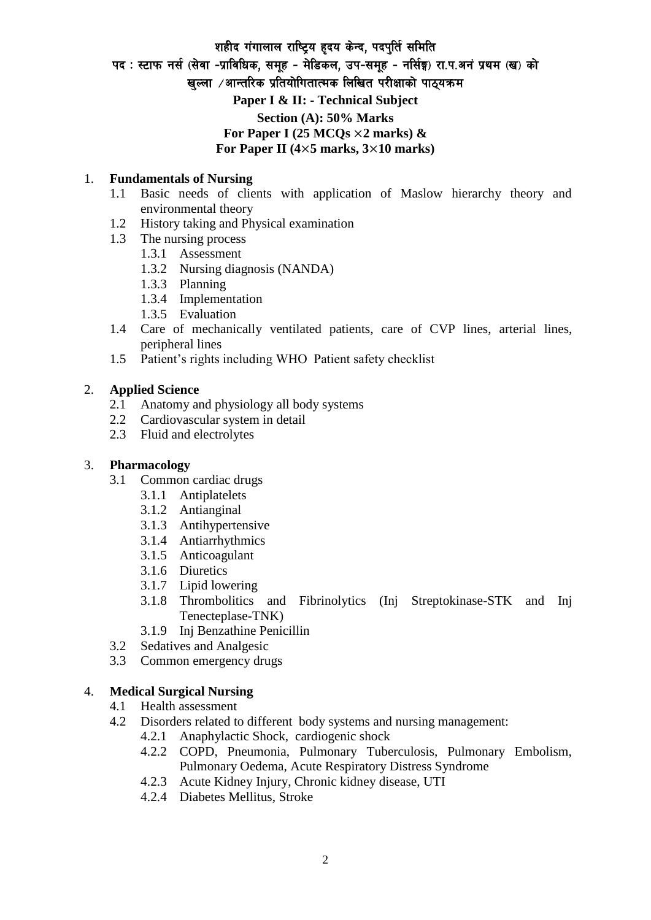# शहीद गंगालाल राष्ट्रिय हृदय केन्द, पदपुर्ति समिति

## पद : स्टाफ नर्स (सेवा -प्राविधिक, समूह - मेडिकल, उप-समूह - नर्सिङ्ग) रा.प.अनं प्रथम (ख) को खुल्ला /आन्तरिक प्रतियोगितात्मक लिखित परीक्षाको पाठ्यक्रम

**Paper I & II: - Technical Subject**

**Section (A): 50% Marks**

**For Paper I (25 MCQs × 2 marks) &**

**For Paper II (4×5 marks, 3×10 marks)**

1. **Fundamentals of Nursing**
   - 1.1 Basic needs of clients with application of Maslow hierarchy theory and environmental theory
   - 1.2 History taking and Physical examination
   - 1.3 The nursing process
     - 1.3.1 Assessment
     - 1.3.2 Nursing diagnosis (NANDA)
     - 1.3.3 Planning
     - 1.3.4 Implementation
     - 1.3.5 Evaluation
   - 1.4 Care of mechanically ventilated patients, care of CVP lines, arterial lines, peripheral lines
   - 1.5 Patient's rights including WHO Patient safety checklist

2. **Applied Science**
   - 2.1 Anatomy and physiology all body systems
   - 2.2 Cardiovascular system in detail
   - 2.3 Fluid and electrolytes

3. **Pharmacology**
   - 3.1 Common cardiac drugs
     - 3.1.1 Antiplatelets
     - 3.1.2 Antianginal
     - 3.1.3 Antihypertensive
     - 3.1.4 Antiarrhythmics
     - 3.1.5 Anticoagulant
     - 3.1.6 Diuretics
     - 3.1.7 Lipid lowering
     - 3.1.8 Thrombolitics and Fibrinolytics (Inj Streptokinase-STK and Inj Tenecteplase-TNK)
     - 3.1.9 Inj Benzathine Penicillin
   - 3.2 Sedatives and Analgesic
   - 3.3 Common emergency drugs

4. **Medical Surgical Nursing**
   - 4.1 Health assessment
   - 4.2 Disorders related to different body systems and nursing management:
     - 4.2.1 Anaphylactic Shock, cardiogenic shock
     - 4.2.2 COPD, Pneumonia, Pulmonary Tuberculosis, Pulmonary Embolism, Pulmonary Oedema, Acute Respiratory Distress Syndrome
     - 4.2.3 Acute Kidney Injury, Chronic kidney disease, UTI
     - 4.2.4 Diabetes Mellitus, Stroke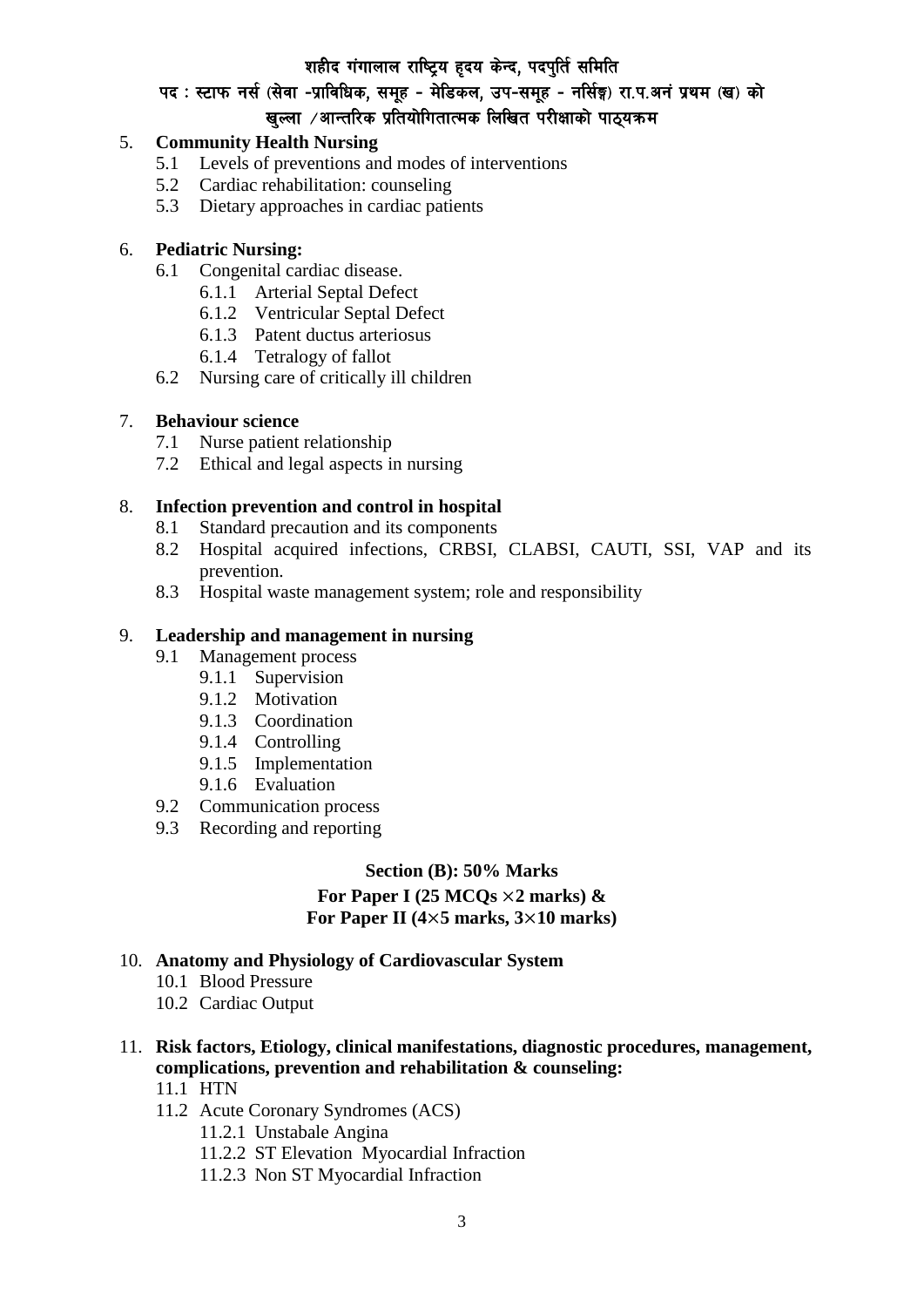## 5. Community Health Nursing

- 5.1 Levels of preventions and modes of interventions
- 5.2 Cardiac rehabilitation: counseling
- 5.3 Dietary approaches in cardiac patients

## 6. Pediatric Nursing:

- 6.1 Congenital cardiac disease.
  - 6.1.1 Arterial Septal Defect
  - 6.1.2 Ventricular Septal Defect
  - 6.1.3 Patent ductus arteriosus
  - 6.1.4 Tetralogy of fallot
- 6.2 Nursing care of critically ill children

## 7. Behaviour science

- 7.1 Nurse patient relationship
- 7.2 Ethical and legal aspects in nursing

## 8. Infection prevention and control in hospital

- 8.1 Standard precaution and its components
- 8.2 Hospital acquired infections, CRBSI, CLABSI, CAUTI, SSI, VAP and its prevention.
- 8.3 Hospital waste management system; role and responsibility

## 9. Leadership and management in nursing

- 9.1 Management process
  - 9.1.1 Supervision
  - 9.1.2 Motivation
  - 9.1.3 Coordination
  - 9.1.4 Controlling
  - 9.1.5 Implementation
  - 9.1.6 Evaluation
- 9.2 Communication process
- 9.3 Recording and reporting

### Section (B): 50% Marks

**For Paper I (25 MCQs $\times$2 marks) &**
**For Paper II (4$\times$5 marks, 3$\times$10 marks)**

## 10. Anatomy and Physiology of Cardiovascular System

- 10.1 Blood Pressure
- 10.2 Cardiac Output

## 11. Risk factors, Etiology, clinical manifestations, diagnostic procedures, management, complications, prevention and rehabilitation & counseling:

- 11.1 HTN
- 11.2 Acute Coronary Syndromes (ACS)
  - 11.2.1 Unstabale Angina
  - 11.2.2 ST Elevation Myocardial Infraction
  - 11.2.3 Non ST Myocardial Infraction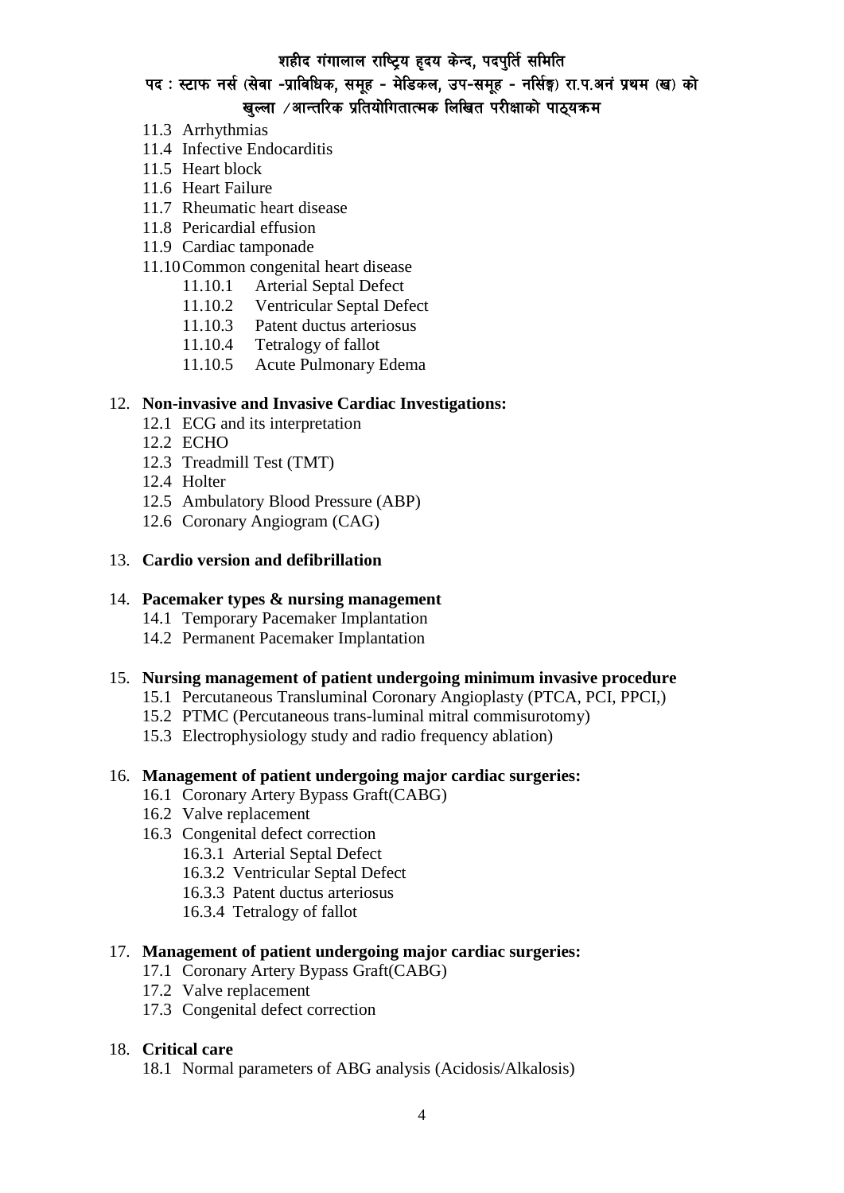- 11.3 Arrhythmias
- 11.4 Infective Endocarditis
- 11.5 Heart block
- 11.6 Heart Failure
- 11.7 Rheumatic heart disease
- 11.8 Pericardial effusion
- 11.9 Cardiac tamponade
- 11.10 Common congenital heart disease
  - 11.10.1 Arterial Septal Defect
  - 11.10.2 Ventricular Septal Defect
  - 11.10.3 Patent ductus arteriosus
  - 11.10.4 Tetralogy of fallot
  - 11.10.5 Acute Pulmonary Edema

12. **Non-invasive and Invasive Cardiac Investigations:**
    - 12.1 ECG and its interpretation
    - 12.2 ECHO
    - 12.3 Treadmill Test (TMT)
    - 12.4 Holter
    - 12.5 Ambulatory Blood Pressure (ABP)
    - 12.6 Coronary Angiogram (CAG)

13. **Cardio version and defibrillation**

14. **Pacemaker types & nursing management**
    - 14.1 Temporary Pacemaker Implantation
    - 14.2 Permanent Pacemaker Implantation

15. **Nursing management of patient undergoing minimum invasive procedure**
    - 15.1 Percutaneous Transluminal Coronary Angioplasty (PTCA, PCI, PPCI,)
    - 15.2 PTMC (Percutaneous trans-luminal mitral commisurotomy)
    - 15.3 Electrophysiology study and radio frequency ablation)

16. **Management of patient undergoing major cardiac surgeries:**
    - 16.1 Coronary Artery Bypass Graft(CABG)
    - 16.2 Valve replacement
    - 16.3 Congenital defect correction
      - 16.3.1 Arterial Septal Defect
      - 16.3.2 Ventricular Septal Defect
      - 16.3.3 Patent ductus arteriosus
      - 16.3.4 Tetralogy of fallot

17. **Management of patient undergoing major cardiac surgeries:**
    - 17.1 Coronary Artery Bypass Graft(CABG)
    - 17.2 Valve replacement
    - 17.3 Congenital defect correction

18. **Critical care**
    - 18.1 Normal parameters of ABG analysis (Acidosis/Alkalosis)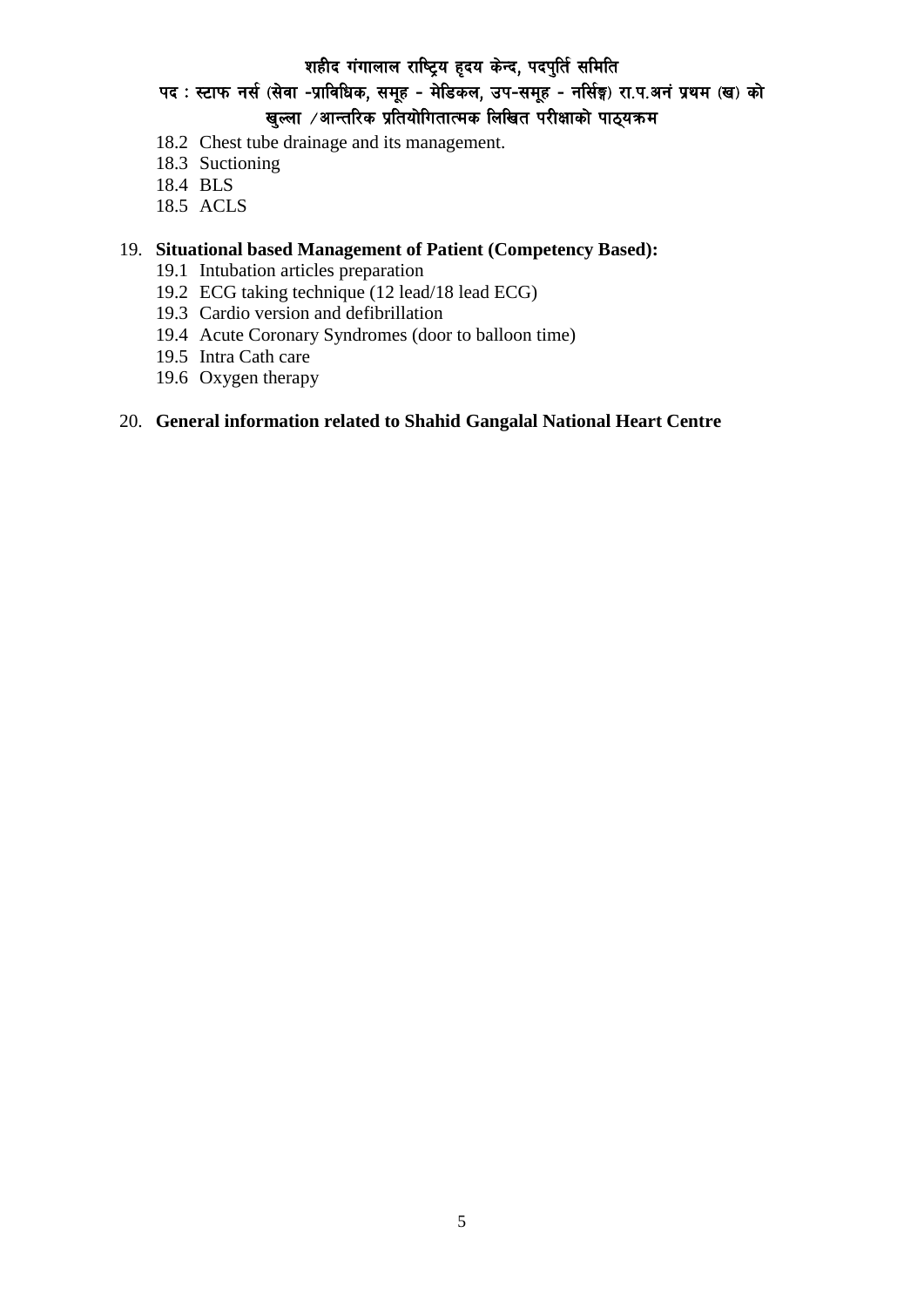18.2 Chest tube drainage and its management.
18.3 Suctioning
18.4 BLS
18.5 ACLS

19. **Situational based Management of Patient (Competency Based):**
    19.1 Intubation articles preparation
    19.2 ECG taking technique (12 lead/18 lead ECG)
    19.3 Cardio version and defibrillation
    19.4 Acute Coronary Syndromes (door to balloon time)
    19.5 Intra Cath care
    19.6 Oxygen therapy

20. **General information related to Shahid Gangalal National Heart Centre**